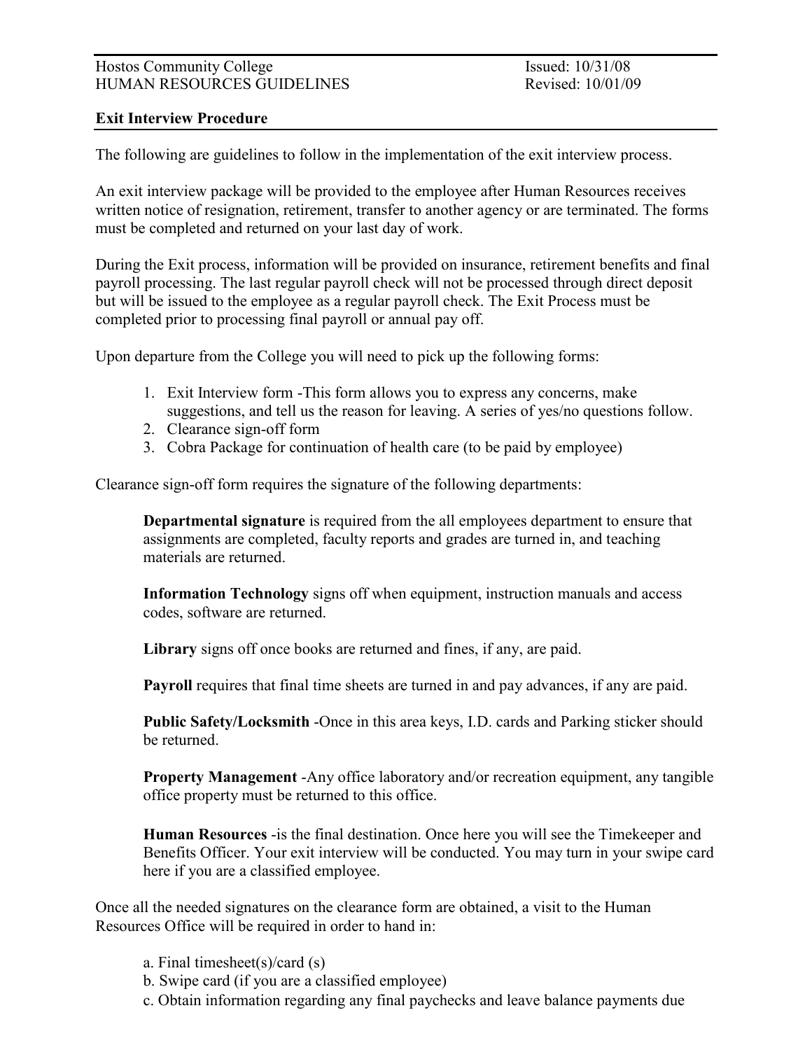Hostos Community College  
HUMAN RESOURCES GUIDELINES

Issued: 10/31/08  
Revised: 10/01/09

**Exit Interview Procedure**

The following are guidelines to follow in the implementation of the exit interview process.

An exit interview package will be provided to the employee after Human Resources receives written notice of resignation, retirement, transfer to another agency or are terminated. The forms must be completed and returned on your last day of work.

During the Exit process, information will be provided on insurance, retirement benefits and final payroll processing. The last regular payroll check will not be processed through direct deposit but will be issued to the employee as a regular payroll check. The Exit Process must be completed prior to processing final payroll or annual pay off.

Upon departure from the College you will need to pick up the following forms:

1. Exit Interview form -This form allows you to express any concerns, make suggestions, and tell us the reason for leaving. A series of yes/no questions follow.
2. Clearance sign-off form
3. Cobra Package for continuation of health care (to be paid by employee)

Clearance sign-off form requires the signature of the following departments:

**Departmental signature** is required from the all employees department to ensure that assignments are completed, faculty reports and grades are turned in, and teaching materials are returned.

**Information Technology** signs off when equipment, instruction manuals and access codes, software are returned.

**Library** signs off once books are returned and fines, if any, are paid.

**Payroll** requires that final time sheets are turned in and pay advances, if any are paid.

**Public Safety/Locksmith** -Once in this area keys, I.D. cards and Parking sticker should be returned.

**Property Management** -Any office laboratory and/or recreation equipment, any tangible office property must be returned to this office.

**Human Resources** -is the final destination. Once here you will see the Timekeeper and Benefits Officer. Your exit interview will be conducted. You may turn in your swipe card here if you are a classified employee.

Once all the needed signatures on the clearance form are obtained, a visit to the Human Resources Office will be required in order to hand in:

a. Final timesheet(s)/card (s)  
b. Swipe card (if you are a classified employee)  
c. Obtain information regarding any final paychecks and leave balance payments due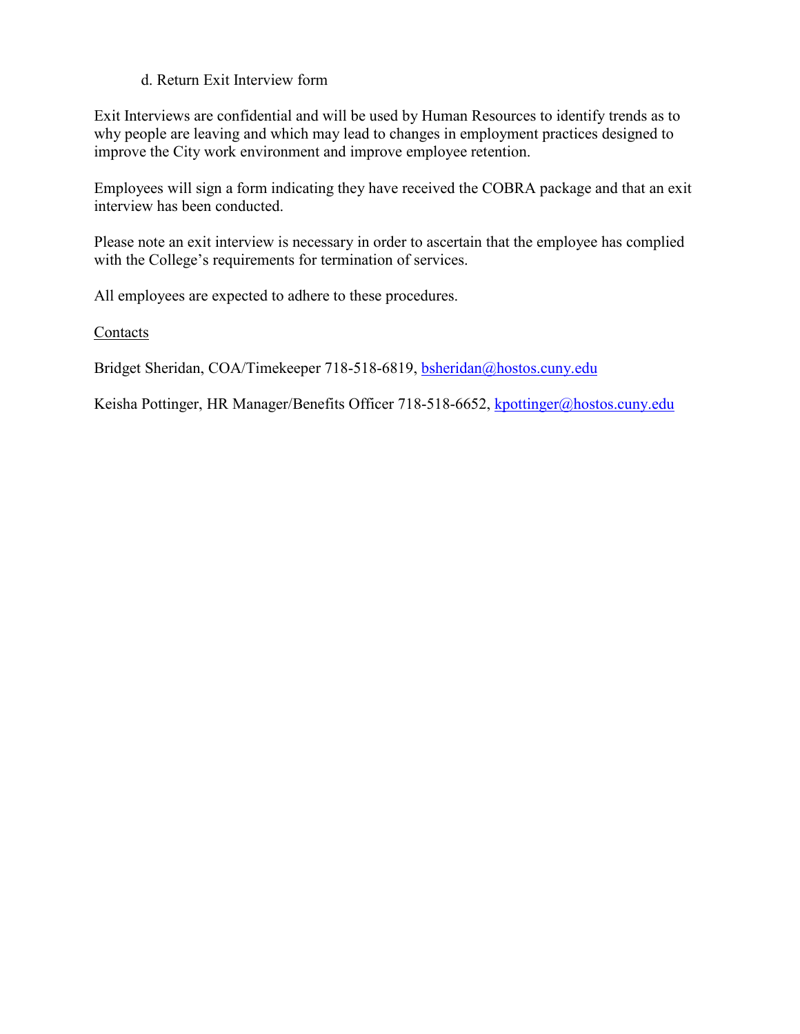d. Return Exit Interview form

Exit Interviews are confidential and will be used by Human Resources to identify trends as to why people are leaving and which may lead to changes in employment practices designed to improve the City work environment and improve employee retention.

Employees will sign a form indicating they have received the COBRA package and that an exit interview has been conducted.

Please note an exit interview is necessary in order to ascertain that the employee has complied with the College's requirements for termination of services.

All employees are expected to adhere to these procedures.

<u>Contacts</u>

Bridget Sheridan, COA/Timekeeper 718-518-6819, bsheridan@hostos.cuny.edu

Keisha Pottinger, HR Manager/Benefits Officer 718-518-6652, kpottinger@hostos.cuny.edu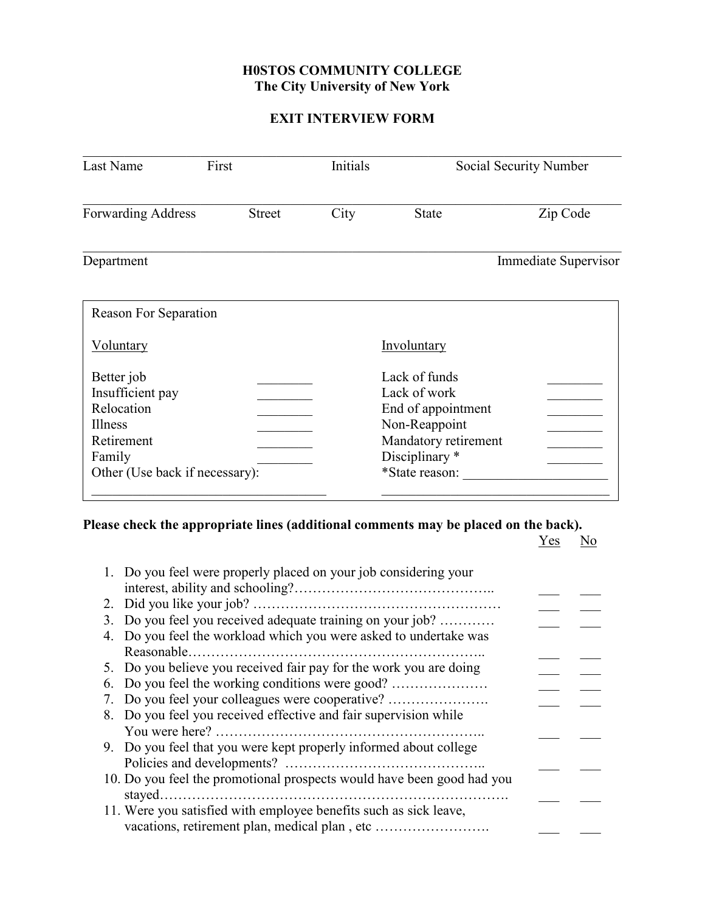**H0STOS COMMUNITY COLLEGE**
**The City University of New York**

**EXIT INTERVIEW FORM**

\_\_\_\_\_\_\_\_\_\_\_\_\_\_\_\_\_\_\_\_\_\_\_\_\_\_\_\_\_\_\_\_\_\_\_\_\_\_\_\_\_\_\_\_\_\_\_\_\_\_\_\_\_\_\_\_\_\_\_\_\_\_\_\_\_\_\_\_\_\_
Last Name First Initials Social Security Number

\_\_\_\_\_\_\_\_\_\_\_\_\_\_\_\_\_\_\_\_\_\_\_\_\_\_\_\_\_\_\_\_\_\_\_\_\_\_\_\_\_\_\_\_\_\_\_\_\_\_\_\_\_\_\_\_\_\_\_\_\_\_\_\_\_\_\_\_\_\_
Forwarding Address Street City State Zip Code

\_\_\_\_\_\_\_\_\_\_\_\_\_\_\_\_\_\_\_\_\_\_\_\_\_\_\_\_\_\_\_\_\_\_\_\_\_\_\_\_\_\_\_\_\_\_\_\_\_\_\_\_\_\_\_\_\_\_\_\_\_\_\_\_\_\_\_\_\_\_
Department Immediate Supervisor

Reason For Separation

| Voluntary | | Involuntary | |
|---|---|---|---|
| Better job | \_\_\_\_\_\_\_\_ | Lack of funds | \_\_\_\_\_\_\_\_ |
| Insufficient pay | \_\_\_\_\_\_\_\_ | Lack of work | \_\_\_\_\_\_\_\_ |
| Relocation | \_\_\_\_\_\_\_\_ | End of appointment | \_\_\_\_\_\_\_\_ |
| Illness | \_\_\_\_\_\_\_\_ | Non-Reappoint | \_\_\_\_\_\_\_\_ |
| Retirement | \_\_\_\_\_\_\_\_ | Mandatory retirement | \_\_\_\_\_\_\_\_ |
| Family | \_\_\_\_\_\_\_\_ | Disciplinary * | \_\_\_\_\_\_\_\_ |
| Other (Use back if necessary): | | *State reason: \_\_\_\_\_\_\_\_\_\_\_\_\_\_\_\_\_\_\_\_ | |
| \_\_\_\_\_\_\_\_\_\_\_\_\_\_\_\_\_\_\_\_\_\_\_\_\_\_\_\_\_\_\_\_ | | \_\_\_\_\_\_\_\_\_\_\_\_\_\_\_\_\_\_\_\_\_\_\_\_\_\_\_\_\_\_\_\_ | |

**Please check the appropriate lines (additional comments may be placed on the back).**

| | Yes | No |
|---|---|---|
| 1. Do you feel were properly placed on your job considering your interest, ability and schooling?…………………………………….. | \_\_\_ | \_\_\_ |
| 2. Did you like your job? ……………………………………………… | \_\_\_ | \_\_\_ |
| 3. Do you feel you received adequate training on your job? ………… | \_\_\_ | \_\_\_ |
| 4. Do you feel the workload which you were asked to undertake was Reasonable…………………………………………………….. | \_\_\_ | \_\_\_ |
| 5. Do you believe you received fair pay for the work you are doing | \_\_\_ | \_\_\_ |
| 6. Do you feel the working conditions were good? ………………… | \_\_\_ | \_\_\_ |
| 7. Do you feel your colleagues were cooperative? …………………. | \_\_\_ | \_\_\_ |
| 8. Do you feel you received effective and fair supervision while You were here? ……………………………………………….. | \_\_\_ | \_\_\_ |
| 9. Do you feel that you were kept properly informed about college Policies and developments? …………………………………….. | \_\_\_ | \_\_\_ |
| 10. Do you feel the promotional prospects would have been good had you stayed………………………………………………………………. | \_\_\_ | \_\_\_ |
| 11. Were you satisfied with employee benefits such as sick leave, vacations, retirement plan, medical plan , etc ……………………. | \_\_\_ | \_\_\_ |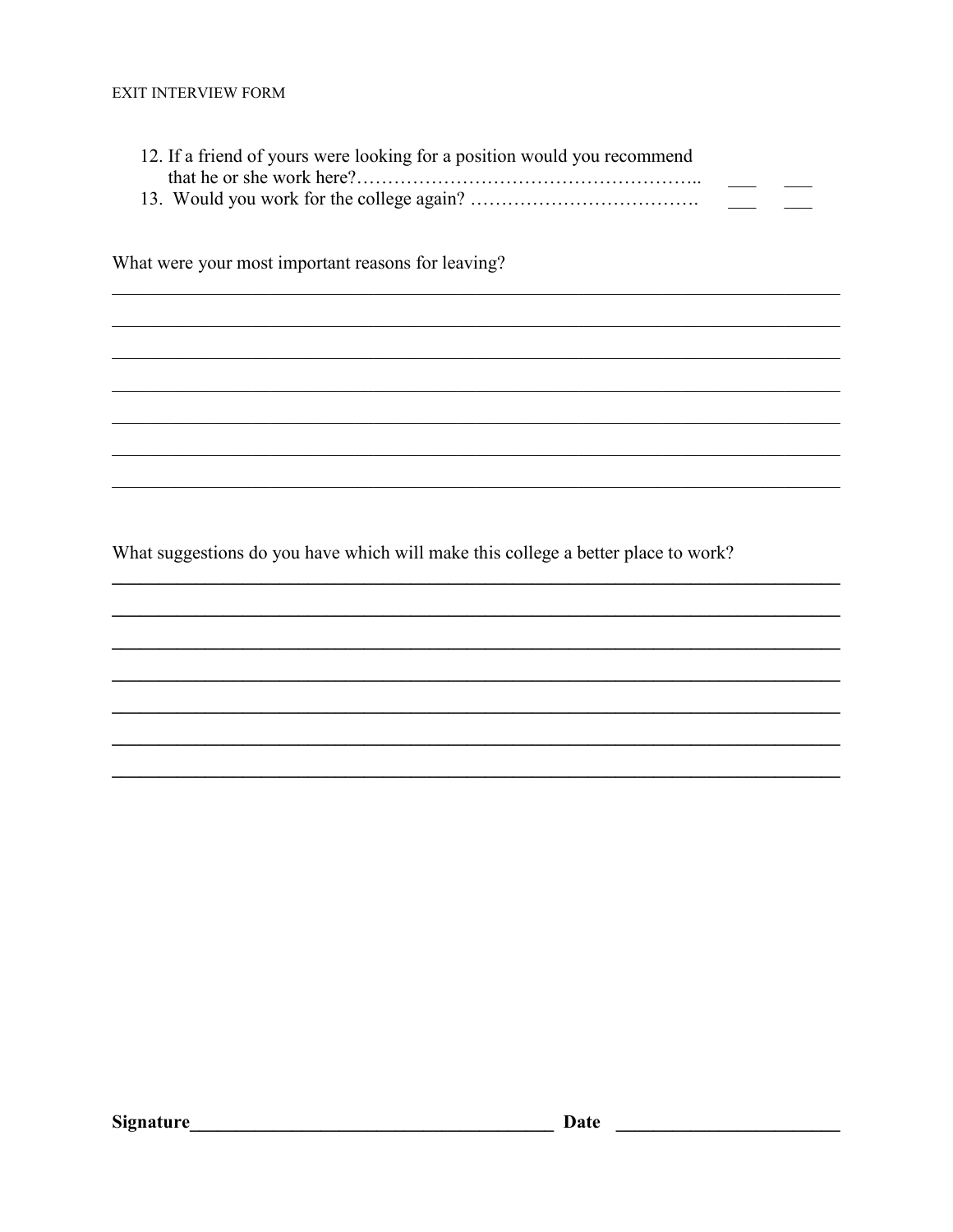12. If a friend of yours were looking for a position would you recommend that he or she work here?………………………………………………..  ___  ___
13. Would you work for the college again? ……………………………….  ___  ___

What were your most important reasons for leaving?

______________________________________________________________________________
______________________________________________________________________________
______________________________________________________________________________
______________________________________________________________________________
______________________________________________________________________________
______________________________________________________________________________
______________________________________________________________________________

What suggestions do you have which will make this college a better place to work?

______________________________________________________________________________
______________________________________________________________________________
______________________________________________________________________________
______________________________________________________________________________
______________________________________________________________________________
______________________________________________________________________________
______________________________________________________________________________

**Signature**_______________________________________ **Date** ________________________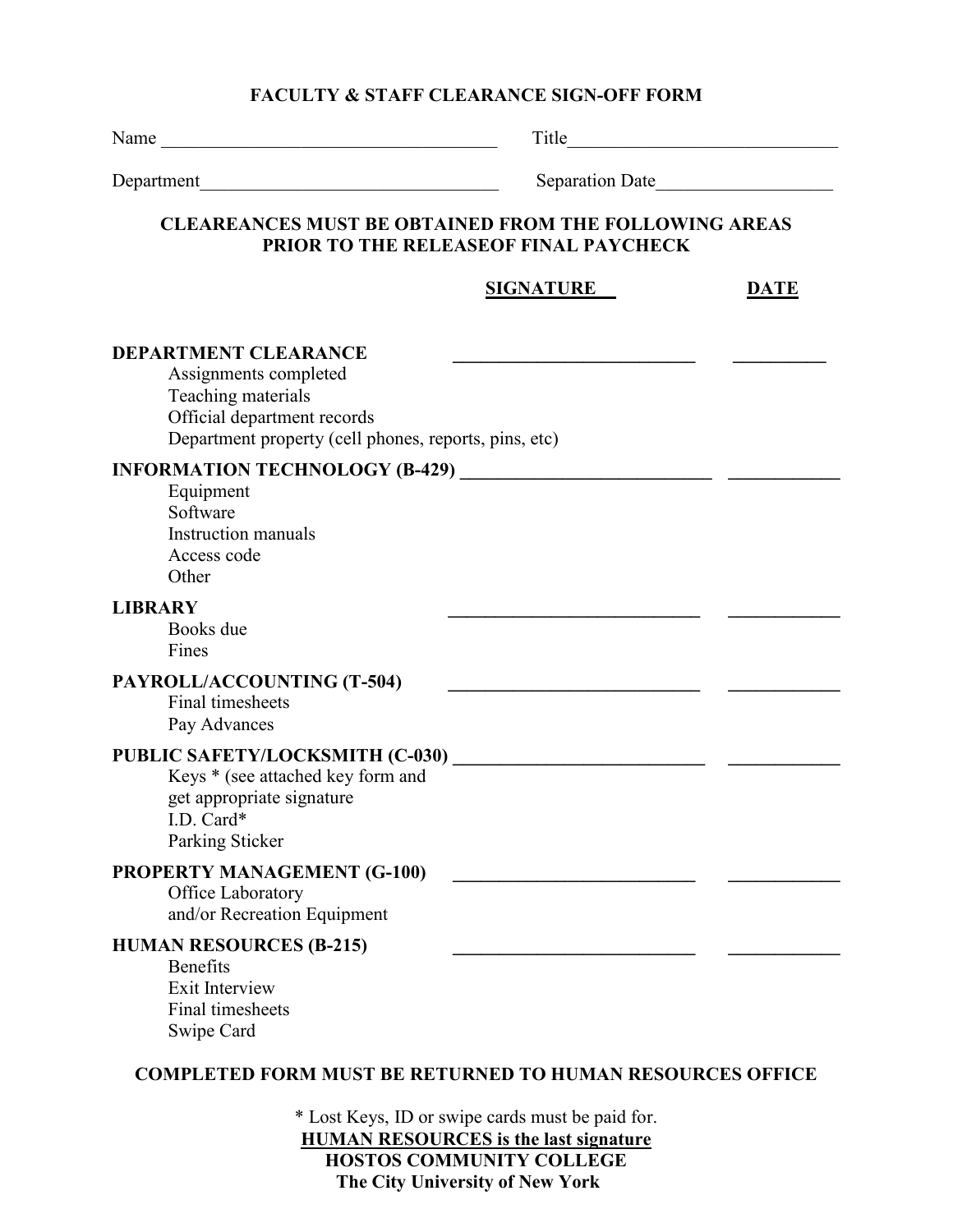# FACULTY & STAFF CLEARANCE SIGN-OFF FORM

Name ____________________________________ Title_____________________________

Department________________________________ Separation Date___________________

**CLEAREANCES MUST BE OBTAINED FROM THE FOLLOWING AREAS PRIOR TO THE RELEASEOF FINAL PAYCHECK**

| | SIGNATURE | DATE |
|---|---|---|
| **DEPARTMENT CLEARANCE**<br>Assignments completed<br>Teaching materials<br>Official department records<br>Department property (cell phones, reports, pins, etc) | __________________________ | __________ |
| **INFORMATION TECHNOLOGY (B-429)**<br>Equipment<br>Software<br>Instruction manuals<br>Access code<br>Other | __________________________ | ____________ |
| **LIBRARY**<br>Books due<br>Fines | __________________________ | ____________ |
| **PAYROLL/ACCOUNTING (T-504)**<br>Final timesheets<br>Pay Advances | __________________________ | ____________ |
| **PUBLIC SAFETY/LOCKSMITH (C-030)**<br>Keys * (see attached key form and get appropriate signature<br>I.D. Card*<br>Parking Sticker | __________________________ | ____________ |
| **PROPERTY MANAGEMENT (G-100)**<br>Office Laboratory<br>and/or Recreation Equipment | __________________________ | ____________ |
| **HUMAN RESOURCES (B-215)**<br>Benefits<br>Exit Interview<br>Final timesheets<br>Swipe Card | __________________________ | ____________ |

**COMPLETED FORM MUST BE RETURNED TO HUMAN RESOURCES OFFICE**

* Lost Keys, ID or swipe cards must be paid for.

**HUMAN RESOURCES is the last signature**

**HOSTOS COMMUNITY COLLEGE**

**The City University of New York**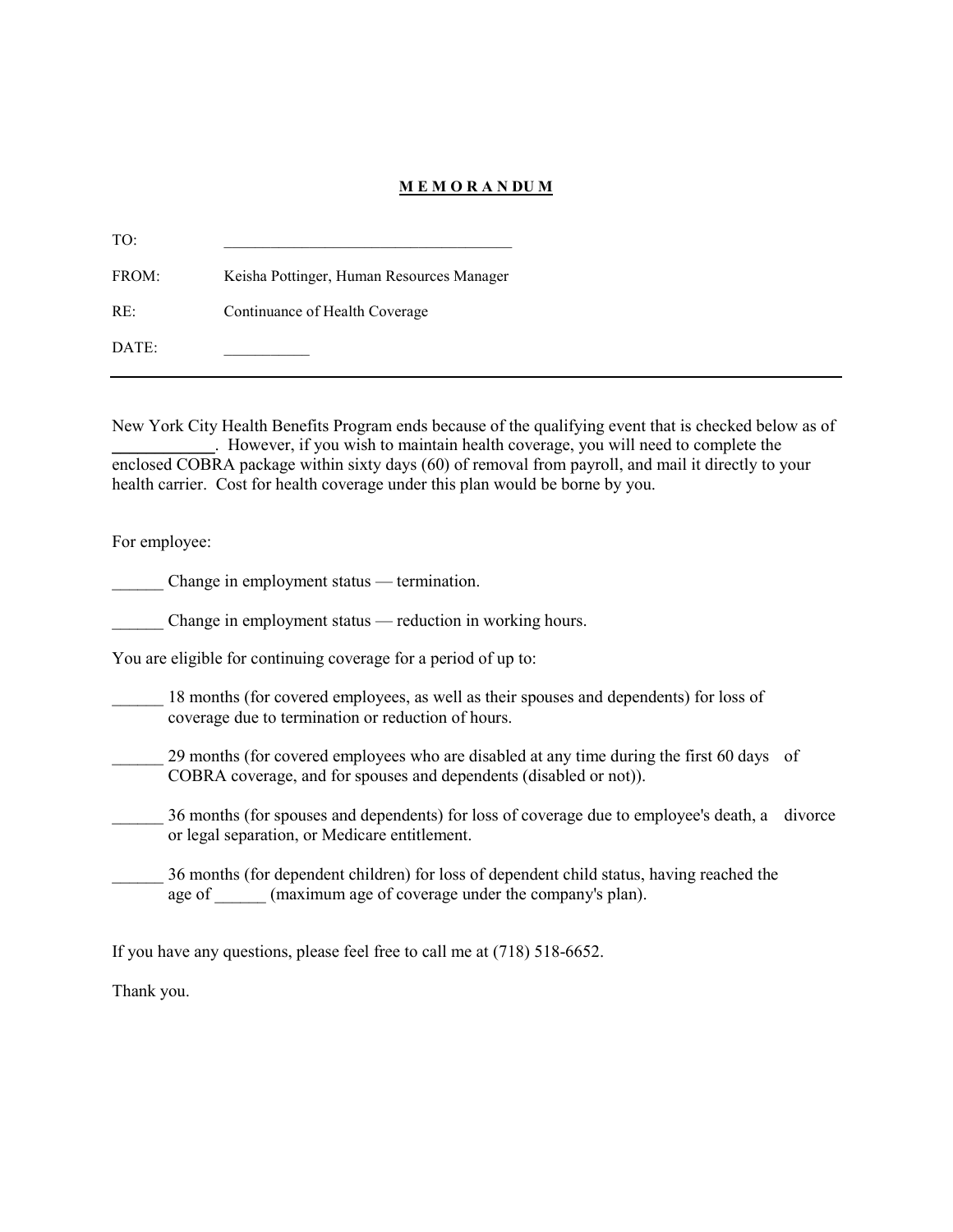**M E M O R A N DU M**

TO: \_\_\_\_\_\_\_\_\_\_\_\_\_\_\_\_\_\_\_\_\_\_\_\_\_\_\_\_\_\_\_\_\_\_\_\_\_\_\_\_

FROM: Keisha Pottinger, Human Resources Manager

RE: Continuance of Health Coverage

DATE: \_\_\_\_\_\_\_\_\_\_\_

---

New York City Health Benefits Program ends because of the qualifying event that is checked below as of \_\_\_\_\_\_\_\_\_\_\_\_. However, if you wish to maintain health coverage, you will need to complete the enclosed COBRA package within sixty days (60) of removal from payroll, and mail it directly to your health carrier. Cost for health coverage under this plan would be borne by you.

For employee:

\_\_\_\_\_\_ Change in employment status — termination.

\_\_\_\_\_\_ Change in employment status — reduction in working hours.

You are eligible for continuing coverage for a period of up to:

\_\_\_\_\_\_ 18 months (for covered employees, as well as their spouses and dependents) for loss of coverage due to termination or reduction of hours.

\_\_\_\_\_\_ 29 months (for covered employees who are disabled at any time during the first 60 days of COBRA coverage, and for spouses and dependents (disabled or not)).

\_\_\_\_\_\_ 36 months (for spouses and dependents) for loss of coverage due to employee's death, a divorce or legal separation, or Medicare entitlement.

\_\_\_\_\_\_ 36 months (for dependent children) for loss of dependent child status, having reached the age of \_\_\_\_\_\_ (maximum age of coverage under the company's plan).

If you have any questions, please feel free to call me at (718) 518-6652.

Thank you.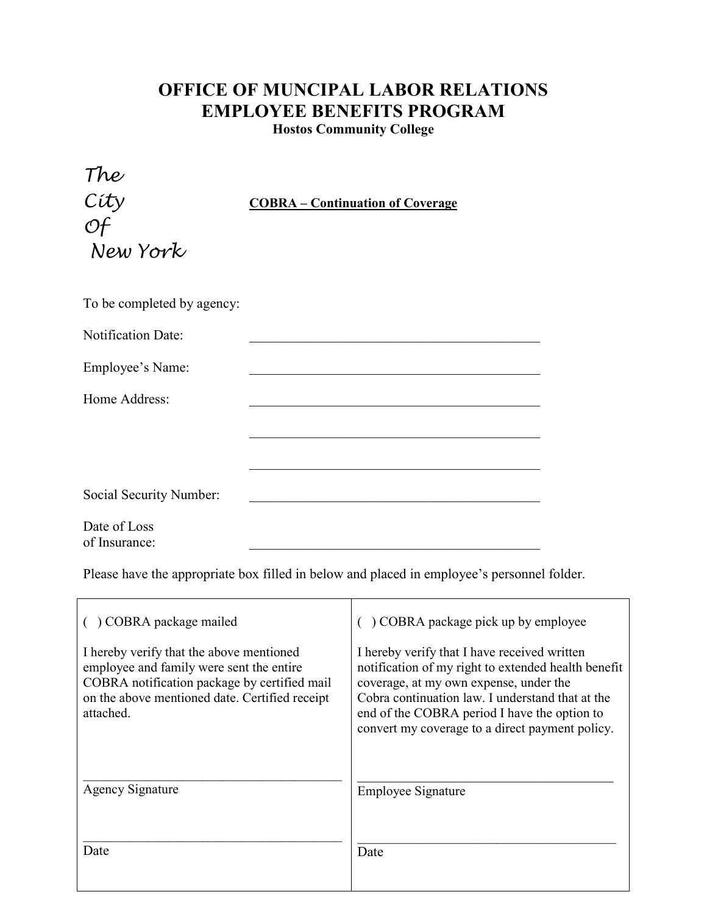# OFFICE OF MUNCIPAL LABOR RELATIONS
# EMPLOYEE BENEFITS PROGRAM

**Hostos Community College**

*The City Of New York*

**COBRA – Continuation of Coverage**

To be completed by agency:

Notification Date: ____________________________________________

Employee's Name: ____________________________________________

Home Address: ____________________________________________

____________________________________________

____________________________________________

Social Security Number: ____________________________________________

Date of Loss of Insurance: ____________________________________________

Please have the appropriate box filled in below and placed in employee's personnel folder.

| | |
|---|---|
| ( ) COBRA package mailed<br><br>I hereby verify that the above mentioned employee and family were sent the entire COBRA notification package by certified mail on the above mentioned date. Certified receipt attached.<br><br>_______________________________________<br>Agency Signature<br><br>_______________________________________<br>Date | ( ) COBRA package pick up by employee<br><br>I hereby verify that I have received written notification of my right to extended health benefit coverage, at my own expense, under the Cobra continuation law. I understand that at the end of the COBRA period I have the option to convert my coverage to a direct payment policy.<br><br>_______________________________________<br>Employee Signature<br><br>_______________________________________<br>Date |